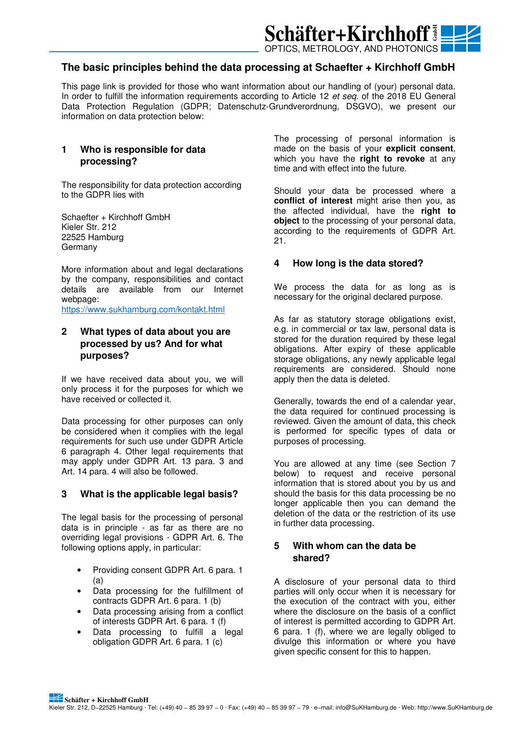# The basic principles behind the data processing at Schaefter + Kirchhoff GmbH

This page link is provided for those who want information about our handling of (your) personal data. In order to fulfill the information requirements according to Article 12 *et seq.* of the 2018 EU General Data Protection Regulation (GDPR; Datenschutz-Grundverordnung, DSGVO), we present our information on data protection below:

## 1 Who is responsible for data processing?

The responsibility for data protection according to the GDPR lies with

Schaefter + Kirchhoff GmbH
Kieler Str. 212
22525 Hamburg
Germany

More information about and legal declarations by the company, responsibilities and contact details are available from our Internet webpage:
https://www.sukhamburg.com/kontakt.html

## 2 What types of data about you are processed by us? And for what purposes?

If we have received data about you, we will only process it for the purposes for which we have received or collected it.

Data processing for other purposes can only be considered when it complies with the legal requirements for such use under GDPR Article 6 paragraph 4. Other legal requirements that may apply under GDPR Art. 13 para. 3 and Art. 14 para. 4 will also be followed.

## 3 What is the applicable legal basis?

The legal basis for the processing of personal data is in principle - as far as there are no overriding legal provisions - GDPR Art. 6. The following options apply, in particular:

- Providing consent GDPR Art. 6 para. 1 (a)
- Data processing for the fulfillment of contracts GDPR Art. 6 para. 1 (b)
- Data processing arising from a conflict of interests GDPR Art. 6 para. 1 (f)
- Data processing to fulfill a legal obligation GDPR Art. 6 para. 1 (c)

The processing of personal information is made on the basis of your **explicit consent**, which you have the **right to revoke** at any time and with effect into the future.

Should your data be processed where a **conflict of interest** might arise then you, as the affected individual, have the **right to object** to the processing of your personal data, according to the requirements of GDPR Art. 21.

## 4 How long is the data stored?

We process the data for as long as is necessary for the original declared purpose.

As far as statutory storage obligations exist, e.g. in commercial or tax law, personal data is stored for the duration required by these legal obligations. After expiry of these applicable storage obligations, any newly applicable legal requirements are considered. Should none apply then the data is deleted.

Generally, towards the end of a calendar year, the data required for continued processing is reviewed. Given the amount of data, this check is performed for specific types of data or purposes of processing.

You are allowed at any time (see Section 7 below) to request and receive personal information that is stored about you by us and should the basis for this data processing be no longer applicable then you can demand the deletion of the data or the restriction of its use in further data processing.

## 5 With whom can the data be shared?

A disclosure of your personal data to third parties will only occur when it is necessary for the execution of the contract with you, either where the disclosure on the basis of a conflict of interest is permitted according to GDPR Art. 6 para. 1 (f), where we are legally obliged to divulge this information or where you have given specific consent for this to happen.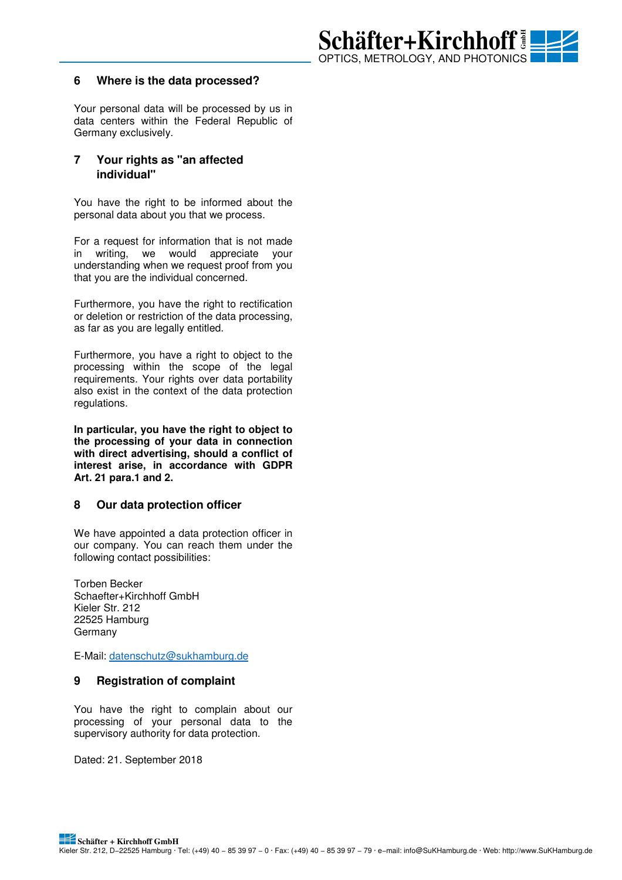## 6 Where is the data processed?

Your personal data will be processed by us in data centers within the Federal Republic of Germany exclusively.

## 7 Your rights as "an affected individual"

You have the right to be informed about the personal data about you that we process.

For a request for information that is not made in writing, we would appreciate your understanding when we request proof from you that you are the individual concerned.

Furthermore, you have the right to rectification or deletion or restriction of the data processing, as far as you are legally entitled.

Furthermore, you have a right to object to the processing within the scope of the legal requirements. Your rights over data portability also exist in the context of the data protection regulations.

**In particular, you have the right to object to the processing of your data in connection with direct advertising, should a conflict of interest arise, in accordance with GDPR Art. 21 para.1 and 2.**

## 8 Our data protection officer

We have appointed a data protection officer in our company. You can reach them under the following contact possibilities:

Torben Becker
Schaefter+Kirchhoff GmbH
Kieler Str. 212
22525 Hamburg
Germany

E-Mail: datenschutz@sukhamburg.de

## 9 Registration of complaint

You have the right to complain about our processing of your personal data to the supervisory authority for data protection.

Dated: 21. September 2018